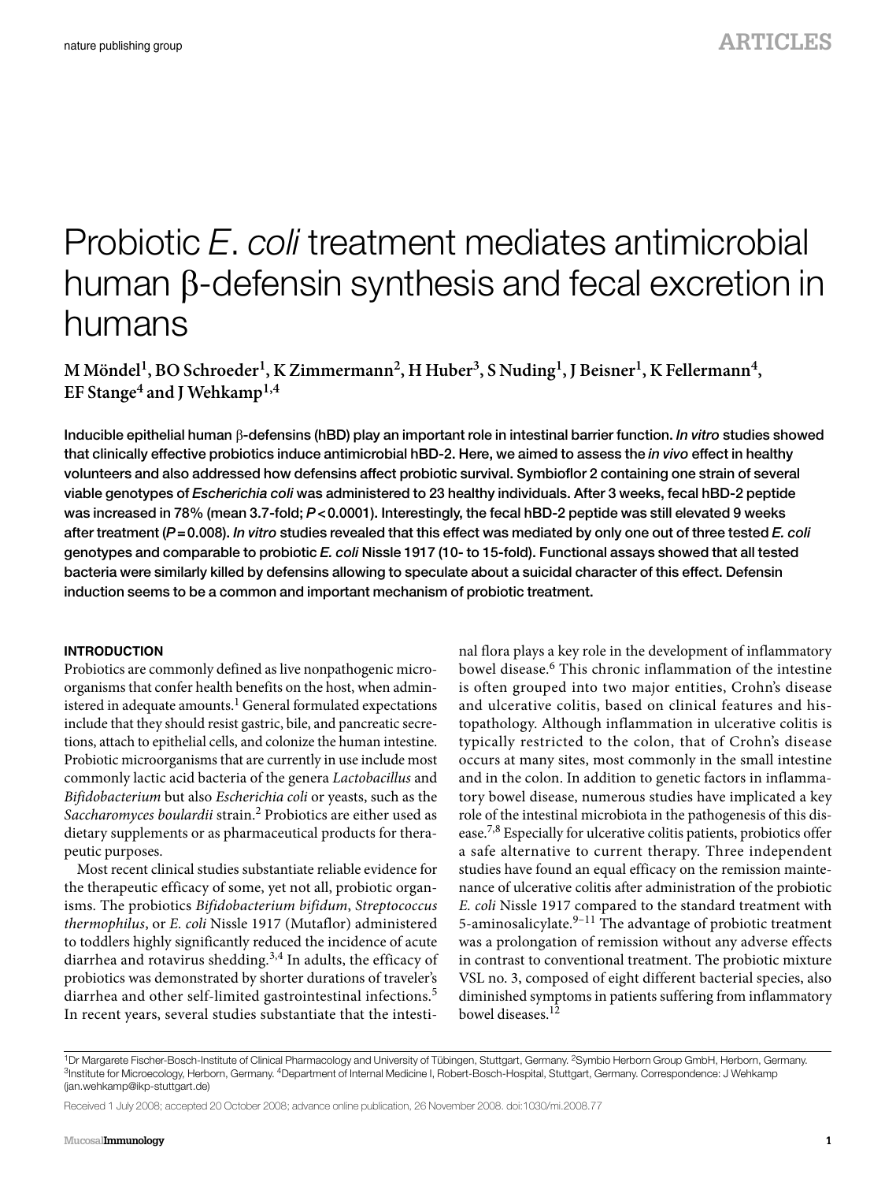# Probiotic *E. coli* treatment mediates antimicrobial human β-defensin synthesis and fecal excretion in humans

**M Möndel[1], BO Schroeder[1], K Zimmermann[2], H Huber[3], S Nuding[1], J Beisner[1], K Fellermann[4], EF Stange[4] and J Wehkamp[1,4]**

Inducible epithelial human β-defensins (hBD) play an important role in intestinal barrier function. *In vitro* studies showed that clinically effective probiotics induce antimicrobial hBD-2. Here, we aimed to assess the *in vivo* effect in healthy volunteers and also addressed how defensins affect probiotic survival. Symbioflor 2 containing one strain of several viable genotypes of *Escherichia coli* was administered to 23 healthy individuals. After 3 weeks, fecal hBD-2 peptide was increased in 78% (mean 3.7-fold; $P < 0.0001$). Interestingly, the fecal hBD-2 peptide was still elevated 9 weeks after treatment ($P = 0.008$). *In vitro* studies revealed that this effect was mediated by only one out of three tested *E. coli* genotypes and comparable to probiotic *E. coli* Nissle 1917 (10- to 15-fold). Functional assays showed that all tested bacteria were similarly killed by defensins allowing to speculate about a suicidal character of this effect. Defensin induction seems to be a common and important mechanism of probiotic treatment.

## INTRODUCTION

Probiotics are commonly defined as live nonpathogenic microorganisms that confer health benefits on the host, when administered in adequate amounts.[1] General formulated expectations include that they should resist gastric, bile, and pancreatic secretions, attach to epithelial cells, and colonize the human intestine. Probiotic microorganisms that are currently in use include most commonly lactic acid bacteria of the genera *Lactobacillus* and *Bifidobacterium* but also *Escherichia coli* or yeasts, such as the *Saccharomyces boulardii* strain.[2] Probiotics are either used as dietary supplements or as pharmaceutical products for therapeutic purposes.

Most recent clinical studies substantiate reliable evidence for the therapeutic efficacy of some, yet not all, probiotic organisms. The probiotics *Bifidobacterium bifidum*, *Streptococcus thermophilus*, or *E. coli* Nissle 1917 (Mutaflor) administered to toddlers highly significantly reduced the incidence of acute diarrhea and rotavirus shedding.[3,4] In adults, the efficacy of probiotics was demonstrated by shorter durations of traveler's diarrhea and other self-limited gastrointestinal infections.[5] In recent years, several studies substantiate that the intestinal flora plays a key role in the development of inflammatory bowel disease.[6] This chronic inflammation of the intestine is often grouped into two major entities, Crohn's disease and ulcerative colitis, based on clinical features and histopathology. Although inflammation in ulcerative colitis is typically restricted to the colon, that of Crohn's disease occurs at many sites, most commonly in the small intestine and in the colon. In addition to genetic factors in inflammatory bowel disease, numerous studies have implicated a key role of the intestinal microbiota in the pathogenesis of this disease.[7,8] Especially for ulcerative colitis patients, probiotics offer a safe alternative to current therapy. Three independent studies have found an equal efficacy on the remission maintenance of ulcerative colitis after administration of the probiotic *E. coli* Nissle 1917 compared to the standard treatment with 5-aminosalicylate.[9–11] The advantage of probiotic treatment was a prolongation of remission without any adverse effects in contrast to conventional treatment. The probiotic mixture VSL no. 3, composed of eight different bacterial species, also diminished symptoms in patients suffering from inflammatory bowel diseases.[12]

[1]Dr Margarete Fischer-Bosch-Institute of Clinical Pharmacology and University of Tübingen, Stuttgart, Germany. [2]Symbio Herborn Group GmbH, Herborn, Germany. [3]Institute for Microecology, Herborn, Germany. [4]Department of Internal Medicine I, Robert-Bosch-Hospital, Stuttgart, Germany. Correspondence: J Wehkamp (jan.wehkamp@ikp-stuttgart.de)

Received 1 July 2008; accepted 20 October 2008; advance online publication, 26 November 2008. doi:1030/mi.2008.77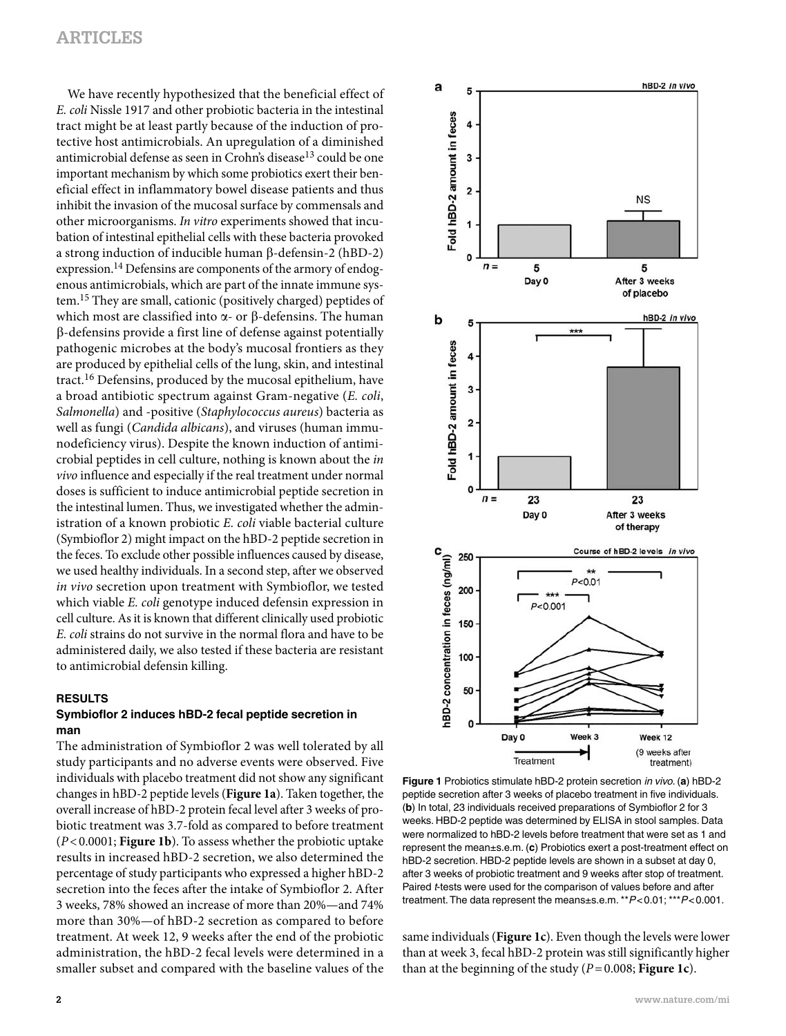We have recently hypothesized that the beneficial effect of *E. coli* Nissle 1917 and other probiotic bacteria in the intestinal tract might be at least partly because of the induction of protective host antimicrobials. An upregulation of a diminished antimicrobial defense as seen in Crohn's disease[13] could be one important mechanism by which some probiotics exert their beneficial effect in inflammatory bowel disease patients and thus inhibit the invasion of the mucosal surface by commensals and other microorganisms. *In vitro* experiments showed that incubation of intestinal epithelial cells with these bacteria provoked a strong induction of inducible human β-defensin-2 (hBD-2) expression.[14] Defensins are components of the armory of endogenous antimicrobials, which are part of the innate immune system.[15] They are small, cationic (positively charged) peptides of which most are classified into α- or β-defensins. The human β-defensins provide a first line of defense against potentially pathogenic microbes at the body's mucosal frontiers as they are produced by epithelial cells of the lung, skin, and intestinal tract.[16] Defensins, produced by the mucosal epithelium, have a broad antibiotic spectrum against Gram-negative (*E. coli*, *Salmonella*) and -positive (*Staphylococcus aureus*) bacteria as well as fungi (*Candida albicans*), and viruses (human immunodeficiency virus). Despite the known induction of antimicrobial peptides in cell culture, nothing is known about the *in vivo* influence and especially if the real treatment under normal doses is sufficient to induce antimicrobial peptide secretion in the intestinal lumen. Thus, we investigated whether the administration of a known probiotic *E. coli* viable bacterial culture (Symbioflor 2) might impact on the hBD-2 peptide secretion in the feces. To exclude other possible influences caused by disease, we used healthy individuals. In a second step, after we observed *in vivo* secretion upon treatment with Symbioflor, we tested which viable *E. coli* genotype induced defensin expression in cell culture. As it is known that different clinically used probiotic *E. coli* strains do not survive in the normal flora and have to be administered daily, we also tested if these bacteria are resistant to antimicrobial defensin killing.

## RESULTS

### Symbioflor 2 induces hBD-2 fecal peptide secretion in man

The administration of Symbioflor 2 was well tolerated by all study participants and no adverse events were observed. Five individuals with placebo treatment did not show any significant changes in hBD-2 peptide levels (**Figure 1a**). Taken together, the overall increase of hBD-2 protein fecal level after 3 weeks of probiotic treatment was 3.7-fold as compared to before treatment ($P < 0.0001$; **Figure 1b**). To assess whether the probiotic uptake results in increased hBD-2 secretion, we also determined the percentage of study participants who expressed a higher hBD-2 secretion into the feces after the intake of Symbioflor 2. After 3 weeks, 78% showed an increase of more than 20%—and 74% more than 30%—of hBD-2 secretion as compared to before treatment. At week 12, 9 weeks after the end of the probiotic administration, the hBD-2 fecal levels were determined in a smaller subset and compared with the baseline values of the same individuals (**Figure 1c**). Even though the levels were lower than at week 3, fecal hBD-2 protein was still significantly higher than at the beginning of the study ($P = 0.008$; **Figure 1c**).

**Figure 1** Probiotics stimulate hBD-2 protein secretion *in vivo*. (**a**) hBD-2 peptide secretion after 3 weeks of placebo treatment in five individuals. (**b**) In total, 23 individuals received preparations of Symbioflor 2 for 3 weeks. HBD-2 peptide was determined by ELISA in stool samples. Data were normalized to hBD-2 levels before treatment that were set as 1 and represent the mean±s.e.m. (**c**) Probiotics exert a post-treatment effect on hBD-2 secretion. HBD-2 peptide levels are shown in a subset at day 0, after 3 weeks of probiotic treatment and 9 weeks after stop of treatment. Paired *t*-tests were used for the comparison of values before and after treatment. The data represent the means±s.e.m. $^{**}P < 0.01$; $^{***}P < 0.001$.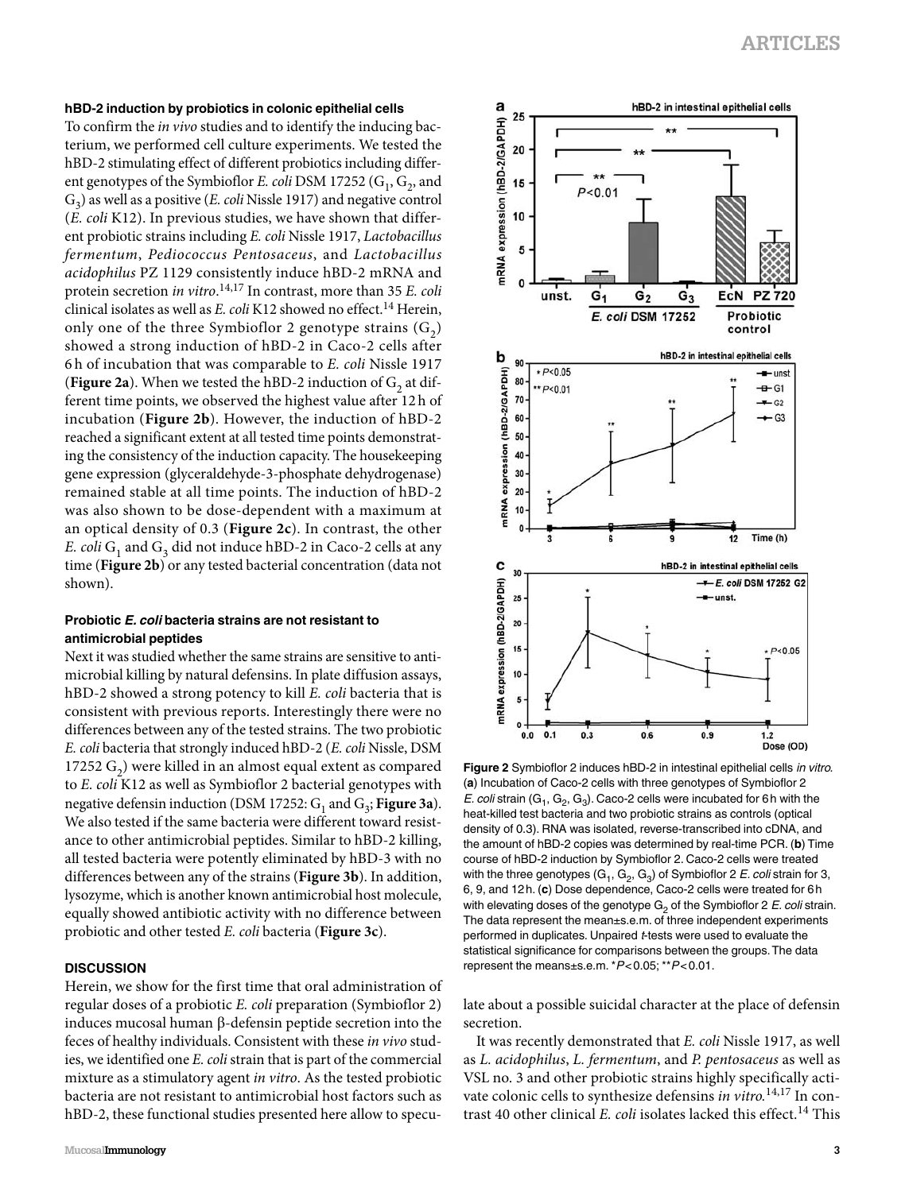### hBD-2 induction by probiotics in colonic epithelial cells

To confirm the *in vivo* studies and to identify the inducing bacterium, we performed cell culture experiments. We tested the hBD-2 stimulating effect of different probiotics including different genotypes of the Symbioflor *E. coli* DSM 17252 ($G_1$, $G_2$, and $G_3$) as well as a positive (*E. coli* Nissle 1917) and negative control (*E. coli* K12). In previous studies, we have shown that different probiotic strains including *E. coli* Nissle 1917, *Lactobacillus fermentum*, *Pediococcus Pentosaceus*, and *Lactobacillus acidophilus* PZ 1129 consistently induce hBD-2 mRNA and protein secretion *in vitro*.[14,17] In contrast, more than 35 *E. coli* clinical isolates as well as *E. coli* K12 showed no effect.[14] Herein, only one of the three Symbioflor 2 genotype strains ($G_2$) showed a strong induction of hBD-2 in Caco-2 cells after 6 h of incubation that was comparable to *E. coli* Nissle 1917 (**Figure 2a**). When we tested the hBD-2 induction of $G_2$ at different time points, we observed the highest value after 12 h of incubation (**Figure 2b**). However, the induction of hBD-2 reached a significant extent at all tested time points demonstrating the consistency of the induction capacity. The housekeeping gene expression (glyceraldehyde-3-phosphate dehydrogenase) remained stable at all time points. The induction of hBD-2 was also shown to be dose-dependent with a maximum at an optical density of 0.3 (**Figure 2c**). In contrast, the other *E. coli* $G_1$ and $G_3$ did not induce hBD-2 in Caco-2 cells at any time (**Figure 2b**) or any tested bacterial concentration (data not shown).

### Probiotic *E. coli* bacteria strains are not resistant to antimicrobial peptides

Next it was studied whether the same strains are sensitive to antimicrobial killing by natural defensins. In plate diffusion assays, hBD-2 showed a strong potency to kill *E. coli* bacteria that is consistent with previous reports. Interestingly there were no differences between any of the tested strains. The two probiotic *E. coli* bacteria that strongly induced hBD-2 (*E. coli* Nissle, DSM 17252 $G_2$) were killed in an almost equal extent as compared to *E. coli* K12 as well as Symbioflor 2 bacterial genotypes with negative defensin induction (DSM 17252: $G_1$ and $G_3$; **Figure 3a**). We also tested if the same bacteria were different toward resistance to other antimicrobial peptides. Similar to hBD-2 killing, all tested bacteria were potently eliminated by hBD-3 with no differences between any of the strains (**Figure 3b**). In addition, lysozyme, which is another known antimicrobial host molecule, equally showed antibiotic activity with no difference between probiotic and other tested *E. coli* bacteria (**Figure 3c**).

**Figure 2** Symbioflor 2 induces hBD-2 in intestinal epithelial cells *in vitro*. (**a**) Incubation of Caco-2 cells with three genotypes of Symbioflor 2 *E. coli* strain ($G_1$, $G_2$, $G_3$). Caco-2 cells were incubated for 6 h with the heat-killed test bacteria and two probiotic strains as controls (optical density of 0.3). RNA was isolated, reverse-transcribed into cDNA, and the amount of hBD-2 copies was determined by real-time PCR. (**b**) Time course of hBD-2 induction by Symbioflor 2. Caco-2 cells were treated with the three genotypes ($G_1$, $G_2$, $G_3$) of Symbioflor 2 *E. coli* strain for 3, 6, 9, and 12 h. (**c**) Dose dependence, Caco-2 cells were treated for 6 h with elevating doses of the genotype $G_2$ of the Symbioflor 2 *E. coli* strain. The data represent the mean±s.e.m. of three independent experiments performed in duplicates. Unpaired *t*-tests were used to evaluate the statistical significance for comparisons between the groups. The data represent the means±s.e.m. $^*P<0.05$; $^{**}P<0.01$.

## DISCUSSION

Herein, we show for the first time that oral administration of regular doses of a probiotic *E. coli* preparation (Symbioflor 2) induces mucosal human β-defensin peptide secretion into the feces of healthy individuals. Consistent with these *in vivo* studies, we identified one *E. coli* strain that is part of the commercial mixture as a stimulatory agent *in vitro*. As the tested probiotic bacteria are not resistant to antimicrobial host factors such as hBD-2, these functional studies presented here allow to speculate about a possible suicidal character at the place of defensin secretion.

It was recently demonstrated that *E. coli* Nissle 1917, as well as *L. acidophilus*, *L. fermentum*, and *P. pentosaceus* as well as VSL no. 3 and other probiotic strains highly specifically activate colonic cells to synthesize defensins *in vitro*.[14,17] In contrast 40 other clinical *E. coli* isolates lacked this effect.[14] This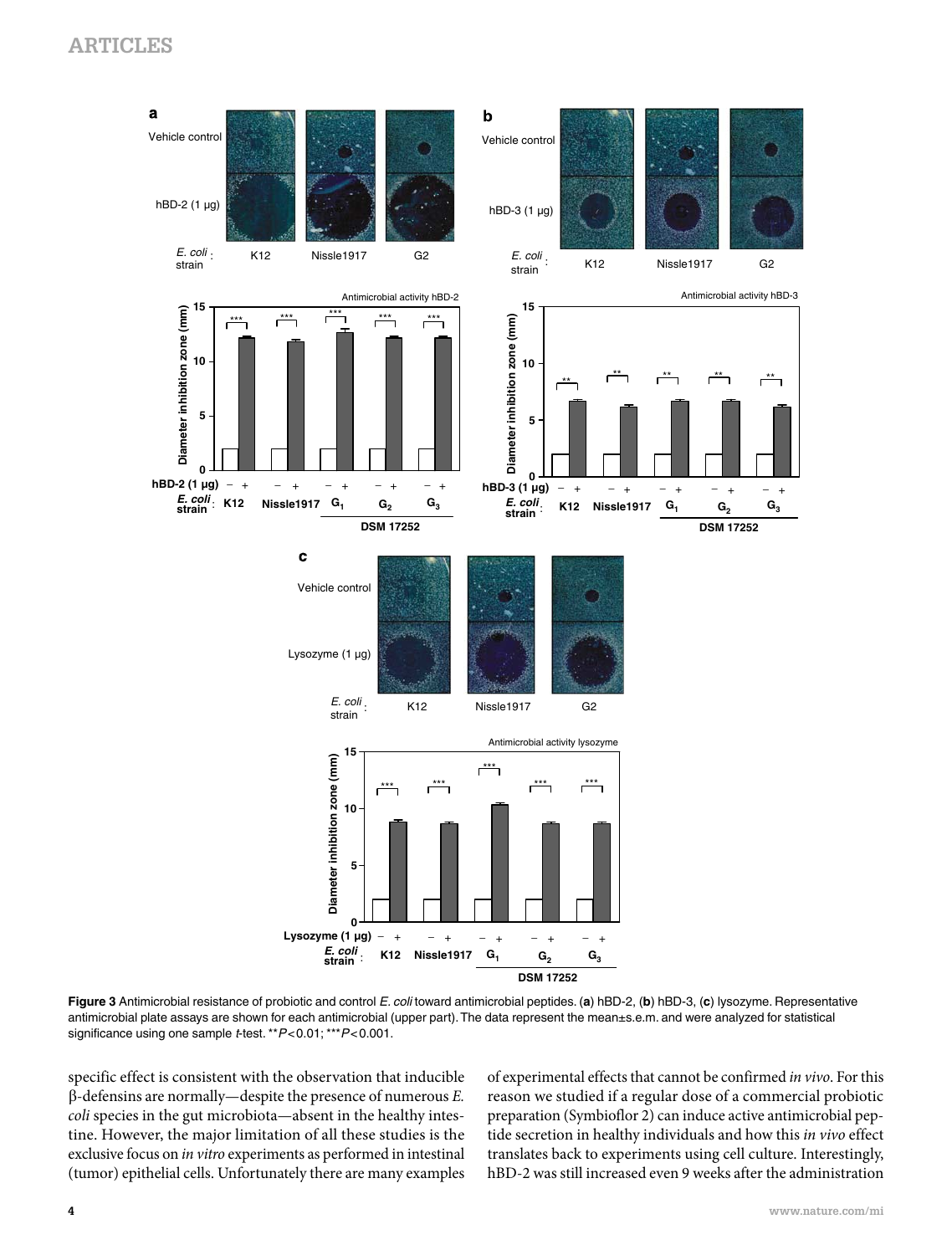**Figure 3** Antimicrobial resistance of probiotic and control *E. coli* toward antimicrobial peptides. (**a**) hBD-2, (**b**) hBD-3, (**c**) lysozyme. Representative antimicrobial plate assays are shown for each antimicrobial (upper part). The data represent the mean±s.e.m. and were analyzed for statistical significance using one sample *t*-test. $^{**}P<0.01$; $^{***}P<0.001$.

specific effect is consistent with the observation that inducible β-defensins are normally—despite the presence of numerous *E. coli* species in the gut microbiota—absent in the healthy intestine. However, the major limitation of all these studies is the exclusive focus on *in vitro* experiments as performed in intestinal (tumor) epithelial cells. Unfortunately there are many examples of experimental effects that cannot be confirmed *in vivo*. For this reason we studied if a regular dose of a commercial probiotic preparation (Symbioflor 2) can induce active antimicrobial peptide secretion in healthy individuals and how this *in vivo* effect translates back to experiments using cell culture. Interestingly, hBD-2 was still increased even 9 weeks after the administration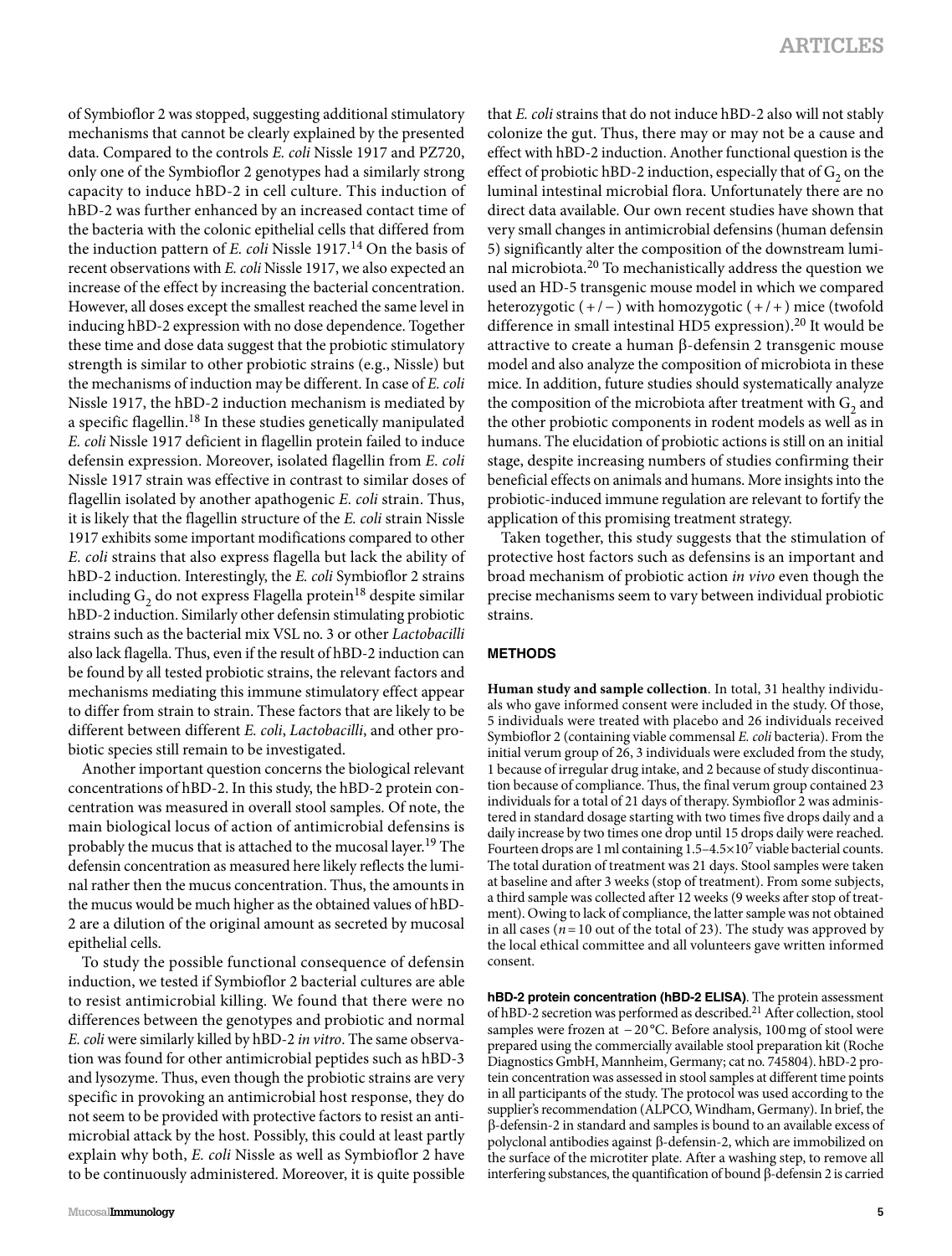of Symbioflor 2 was stopped, suggesting additional stimulatory mechanisms that cannot be clearly explained by the presented data. Compared to the controls *E. coli* Nissle 1917 and PZ720, only one of the Symbioflor 2 genotypes had a similarly strong capacity to induce hBD-2 in cell culture. This induction of hBD-2 was further enhanced by an increased contact time of the bacteria with the colonic epithelial cells that differed from the induction pattern of *E. coli* Nissle 1917.[14] On the basis of recent observations with *E. coli* Nissle 1917, we also expected an increase of the effect by increasing the bacterial concentration. However, all doses except the smallest reached the same level in inducing hBD-2 expression with no dose dependence. Together these time and dose data suggest that the probiotic stimulatory strength is similar to other probiotic strains (e.g., Nissle) but the mechanisms of induction may be different. In case of *E. coli* Nissle 1917, the hBD-2 induction mechanism is mediated by a specific flagellin.[18] In these studies genetically manipulated *E. coli* Nissle 1917 deficient in flagellin protein failed to induce defensin expression. Moreover, isolated flagellin from *E. coli* Nissle 1917 strain was effective in contrast to similar doses of flagellin isolated by another apathogenic *E. coli* strain. Thus, it is likely that the flagellin structure of the *E. coli* strain Nissle 1917 exhibits some important modifications compared to other *E. coli* strains that also express flagella but lack the ability of hBD-2 induction. Interestingly, the *E. coli* Symbioflor 2 strains including $G_2$ do not express Flagella protein[18] despite similar hBD-2 induction. Similarly other defensin stimulating probiotic strains such as the bacterial mix VSL no. 3 or other *Lactobacilli* also lack flagella. Thus, even if the result of hBD-2 induction can be found by all tested probiotic strains, the relevant factors and mechanisms mediating this immune stimulatory effect appear to differ from strain to strain. These factors that are likely to be different between different *E. coli*, *Lactobacilli*, and other probiotic species still remain to be investigated.

Another important question concerns the biological relevant concentrations of hBD-2. In this study, the hBD-2 protein concentration was measured in overall stool samples. Of note, the main biological locus of action of antimicrobial defensins is probably the mucus that is attached to the mucosal layer.[19] The defensin concentration as measured here likely reflects the luminal rather then the mucus concentration. Thus, the amounts in the mucus would be much higher as the obtained values of hBD-2 are a dilution of the original amount as secreted by mucosal epithelial cells.

To study the possible functional consequence of defensin induction, we tested if Symbioflor 2 bacterial cultures are able to resist antimicrobial killing. We found that there were no differences between the genotypes and probiotic and normal *E. coli* were similarly killed by hBD-2 *in vitro*. The same observation was found for other antimicrobial peptides such as hBD-3 and lysozyme. Thus, even though the probiotic strains are very specific in provoking an antimicrobial host response, they do not seem to be provided with protective factors to resist an antimicrobial attack by the host. Possibly, this could at least partly explain why both, *E. coli* Nissle as well as Symbioflor 2 have to be continuously administered. Moreover, it is quite possible that *E. coli* strains that do not induce hBD-2 also will not stably colonize the gut. Thus, there may or may not be a cause and effect with hBD-2 induction. Another functional question is the effect of probiotic hBD-2 induction, especially that of $G_2$ on the luminal intestinal microbial flora. Unfortunately there are no direct data available. Our own recent studies have shown that very small changes in antimicrobial defensins (human defensin 5) significantly alter the composition of the downstream luminal microbiota.[20] To mechanistically address the question we used an HD-5 transgenic mouse model in which we compared heterozygotic (+/−) with homozygotic (+/+) mice (twofold difference in small intestinal HD5 expression).[20] It would be attractive to create a human β-defensin 2 transgenic mouse model and also analyze the composition of microbiota in these mice. In addition, future studies should systematically analyze the composition of the microbiota after treatment with $G_2$ and the other probiotic components in rodent models as well as in humans. The elucidation of probiotic actions is still on an initial stage, despite increasing numbers of studies confirming their beneficial effects on animals and humans. More insights into the probiotic-induced immune regulation are relevant to fortify the application of this promising treatment strategy.

Taken together, this study suggests that the stimulation of protective host factors such as defensins is an important and broad mechanism of probiotic action *in vivo* even though the precise mechanisms seem to vary between individual probiotic strains.

## METHODS

**Human study and sample collection**. In total, 31 healthy individuals who gave informed consent were included in the study. Of those, 5 individuals were treated with placebo and 26 individuals received Symbioflor 2 (containing viable commensal *E. coli* bacteria). From the initial verum group of 26, 3 individuals were excluded from the study, 1 because of irregular drug intake, and 2 because of study discontinuation because of compliance. Thus, the final verum group contained 23 individuals for a total of 21 days of therapy. Symbioflor 2 was administered in standard dosage starting with two times five drops daily and a daily increase by two times one drop until 15 drops daily were reached. Fourteen drops are 1 ml containing $1.5–4.5\times10^7$ viable bacterial counts. The total duration of treatment was 21 days. Stool samples were taken at baseline and after 3 weeks (stop of treatment). From some subjects, a third sample was collected after 12 weeks (9 weeks after stop of treatment). Owing to lack of compliance, the latter sample was not obtained in all cases ($n=10$ out of the total of 23). The study was approved by the local ethical committee and all volunteers gave written informed consent.

**hBD-2 protein concentration (hBD-2 ELISA)**. The protein assessment of hBD-2 secretion was performed as described.[21] After collection, stool samples were frozen at −20 °C. Before analysis, 100 mg of stool were prepared using the commercially available stool preparation kit (Roche Diagnostics GmbH, Mannheim, Germany; cat no. 745804). hBD-2 protein concentration was assessed in stool samples at different time points in all participants of the study. The protocol was used according to the supplier's recommendation (ALPCO, Windham, Germany). In brief, the β-defensin-2 in standard and samples is bound to an available excess of polyclonal antibodies against β-defensin-2, which are immobilized on the surface of the microtiter plate. After a washing step, to remove all interfering substances, the quantification of bound β-defensin 2 is carried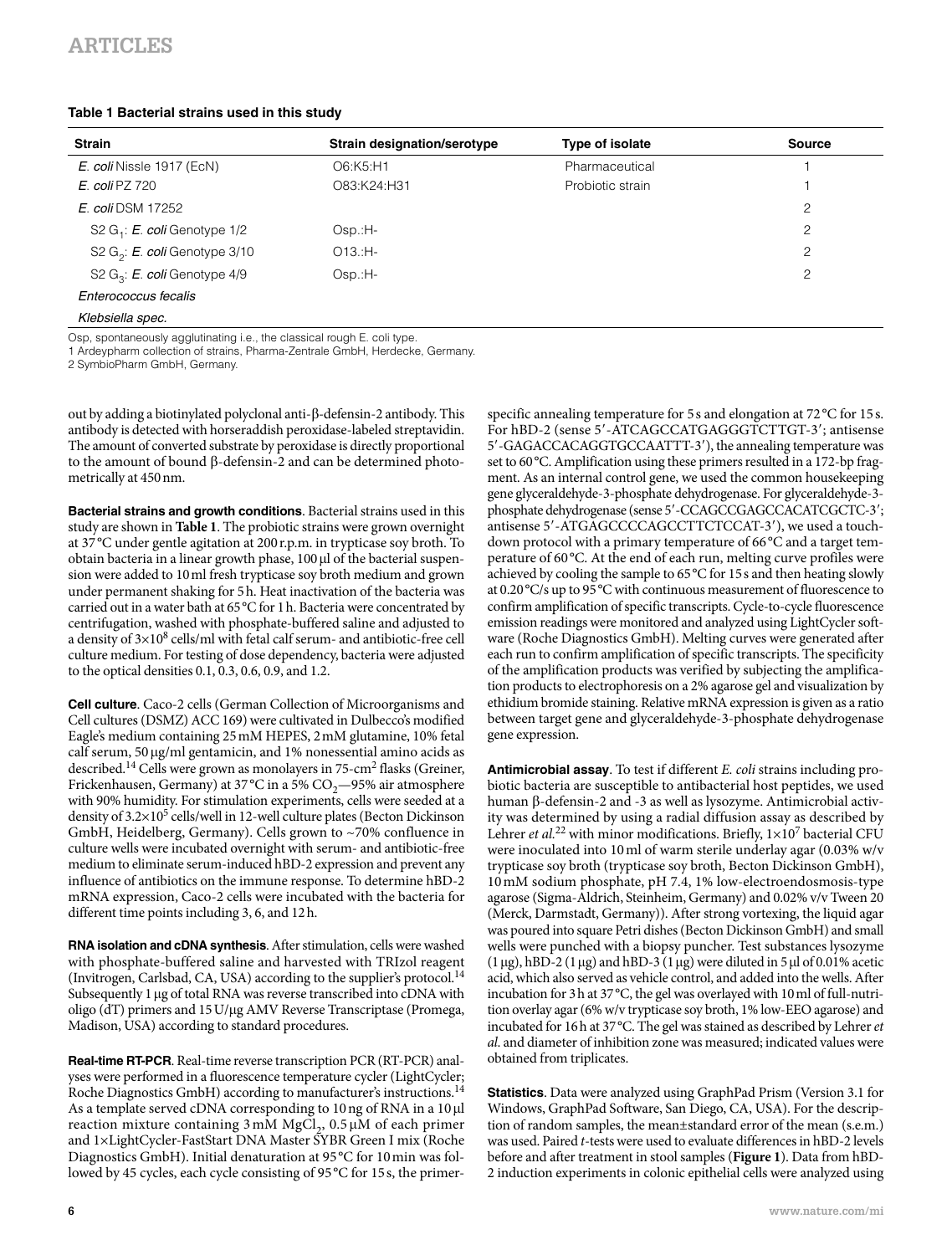**Table 1 Bacterial strains used in this study**

| Strain | Strain designation/serotype | Type of isolate | Source |
|---|---|---|---|
| *E. coli* Nissle 1917 (EcN) | O6:K5:H1 | Pharmaceutical | 1 |
| *E. coli* PZ 720 | O83:K24:H31 | Probiotic strain | 1 |
| *E. coli* DSM 17252 | | | 2 |
| S2 $G_1$: *E. coli* Genotype 1/2 | Osp.:H- | | 2 |
| S2 $G_2$: *E. coli* Genotype 3/10 | O13.:H- | | 2 |
| S2 $G_3$: *E. coli* Genotype 4/9 | Osp.:H- | | 2 |
| *Enterococcus fecalis* | | | |
| *Klebsiella spec.* | | | |

Osp, spontaneously agglutinating i.e., the classical rough E. coli type.
1 Ardeypharm collection of strains, Pharma-Zentrale GmbH, Herdecke, Germany.
2 SymbioPharm GmbH, Germany.

out by adding a biotinylated polyclonal anti-β-defensin-2 antibody. This antibody is detected with horseraddish peroxidase-labeled streptavidin. The amount of converted substrate by peroxidase is directly proportional to the amount of bound β-defensin-2 and can be determined photometrically at 450 nm.

**Bacterial strains and growth conditions**. Bacterial strains used in this study are shown in **Table 1**. The probiotic strains were grown overnight at 37 °C under gentle agitation at 200 r.p.m. in trypticase soy broth. To obtain bacteria in a linear growth phase, 100 μl of the bacterial suspension were added to 10 ml fresh trypticase soy broth medium and grown under permanent shaking for 5 h. Heat inactivation of the bacteria was carried out in a water bath at 65 °C for 1 h. Bacteria were concentrated by centrifugation, washed with phosphate-buffered saline and adjusted to a density of $3\times10^8$ cells/ml with fetal calf serum- and antibiotic-free cell culture medium. For testing of dose dependency, bacteria were adjusted to the optical densities 0.1, 0.3, 0.6, 0.9, and 1.2.

**Cell culture**. Caco-2 cells (German Collection of Microorganisms and Cell cultures (DSMZ) ACC 169) were cultivated in Dulbecco's modified Eagle's medium containing 25 mM HEPES, 2 mM glutamine, 10% fetal calf serum, 50 μg/ml gentamicin, and 1% nonessential amino acids as described.[14] Cells were grown as monolayers in 75-$cm^2$ flasks (Greiner, Frickenhausen, Germany) at 37 °C in a 5% $CO_2$—95% air atmosphere with 90% humidity. For stimulation experiments, cells were seeded at a density of $3.2\times10^5$ cells/well in 12-well culture plates (Becton Dickinson GmbH, Heidelberg, Germany). Cells grown to ~70% confluence in culture wells were incubated overnight with serum- and antibiotic-free medium to eliminate serum-induced hBD-2 expression and prevent any influence of antibiotics on the immune response. To determine hBD-2 mRNA expression, Caco-2 cells were incubated with the bacteria for different time points including 3, 6, and 12 h.

**RNA isolation and cDNA synthesis**. After stimulation, cells were washed with phosphate-buffered saline and harvested with TRIzol reagent (Invitrogen, Carlsbad, CA, USA) according to the supplier's protocol.[14] Subsequently 1 μg of total RNA was reverse transcribed into cDNA with oligo (dT) primers and 15 U/μg AMV Reverse Transcriptase (Promega, Madison, USA) according to standard procedures.

**Real-time RT-PCR**. Real-time reverse transcription PCR (RT-PCR) analyses were performed in a fluorescence temperature cycler (LightCycler; Roche Diagnostics GmbH) according to manufacturer's instructions.[14] As a template served cDNA corresponding to 10 ng of RNA in a 10 μl reaction mixture containing 3 mM $MgCl_2$, 0.5 μM of each primer and 1×LightCycler-FastStart DNA Master SYBR Green I mix (Roche Diagnostics GmbH). Initial denaturation at 95 °C for 10 min was followed by 45 cycles, each cycle consisting of 95 °C for 15 s, the primer-specific annealing temperature for 5 s and elongation at 72 °C for 15 s. For hBD-2 (sense 5′-ATCAGCCATGAGGGTCTTGT-3′; antisense 5′-GAGACCACAGGTGCCAATTT-3′), the annealing temperature was set to 60 °C. Amplification using these primers resulted in a 172-bp fragment. As an internal control gene, we used the common housekeeping gene glyceraldehyde-3-phosphate dehydrogenase. For glyceraldehyde-3-phosphate dehydrogenase (sense 5′-CCAGCCGAGCCACATCGCTC-3′; antisense 5′-ATGAGCCCCAGCCTTCTCCAT-3′), we used a touchdown protocol with a primary temperature of 66 °C and a target temperature of 60 °C. At the end of each run, melting curve profiles were achieved by cooling the sample to 65 °C for 15 s and then heating slowly at 0.20 °C/s up to 95 °C with continuous measurement of fluorescence to confirm amplification of specific transcripts. Cycle-to-cycle fluorescence emission readings were monitored and analyzed using LightCycler software (Roche Diagnostics GmbH). Melting curves were generated after each run to confirm amplification of specific transcripts. The specificity of the amplification products was verified by subjecting the amplification products to electrophoresis on a 2% agarose gel and visualization by ethidium bromide staining. Relative mRNA expression is given as a ratio between target gene and glyceraldehyde-3-phosphate dehydrogenase gene expression.

**Antimicrobial assay**. To test if different *E. coli* strains including probiotic bacteria are susceptible to antibacterial host peptides, we used human β-defensin-2 and -3 as well as lysozyme. Antimicrobial activity was determined by using a radial diffusion assay as described by Lehrer *et al.*[22] with minor modifications. Briefly, $1\times10^7$ bacterial CFU were inoculated into 10 ml of warm sterile underlay agar (0.03% w/v trypticase soy broth (trypticase soy broth, Becton Dickinson GmbH), 10 mM sodium phosphate, pH 7.4, 1% low-electroendosmosis-type agarose (Sigma-Aldrich, Steinheim, Germany) and 0.02% v/v Tween 20 (Merck, Darmstadt, Germany)). After strong vortexing, the liquid agar was poured into square Petri dishes (Becton Dickinson GmbH) and small wells were punched with a biopsy puncher. Test substances lysozyme (1 μg), hBD-2 (1 μg) and hBD-3 (1 μg) were diluted in 5 μl of 0.01% acetic acid, which also served as vehicle control, and added into the wells. After incubation for 3 h at 37 °C, the gel was overlayed with 10 ml of full-nutrition overlay agar (6% w/v trypticase soy broth, 1% low-EEO agarose) and incubated for 16 h at 37 °C. The gel was stained as described by Lehrer *et al.* and diameter of inhibition zone was measured; indicated values were obtained from triplicates.

**Statistics**. Data were analyzed using GraphPad Prism (Version 3.1 for Windows, GraphPad Software, San Diego, CA, USA). For the description of random samples, the mean±standard error of the mean (s.e.m.) was used. Paired *t*-tests were used to evaluate differences in hBD-2 levels before and after treatment in stool samples (**Figure 1**). Data from hBD-2 induction experiments in colonic epithelial cells were analyzed using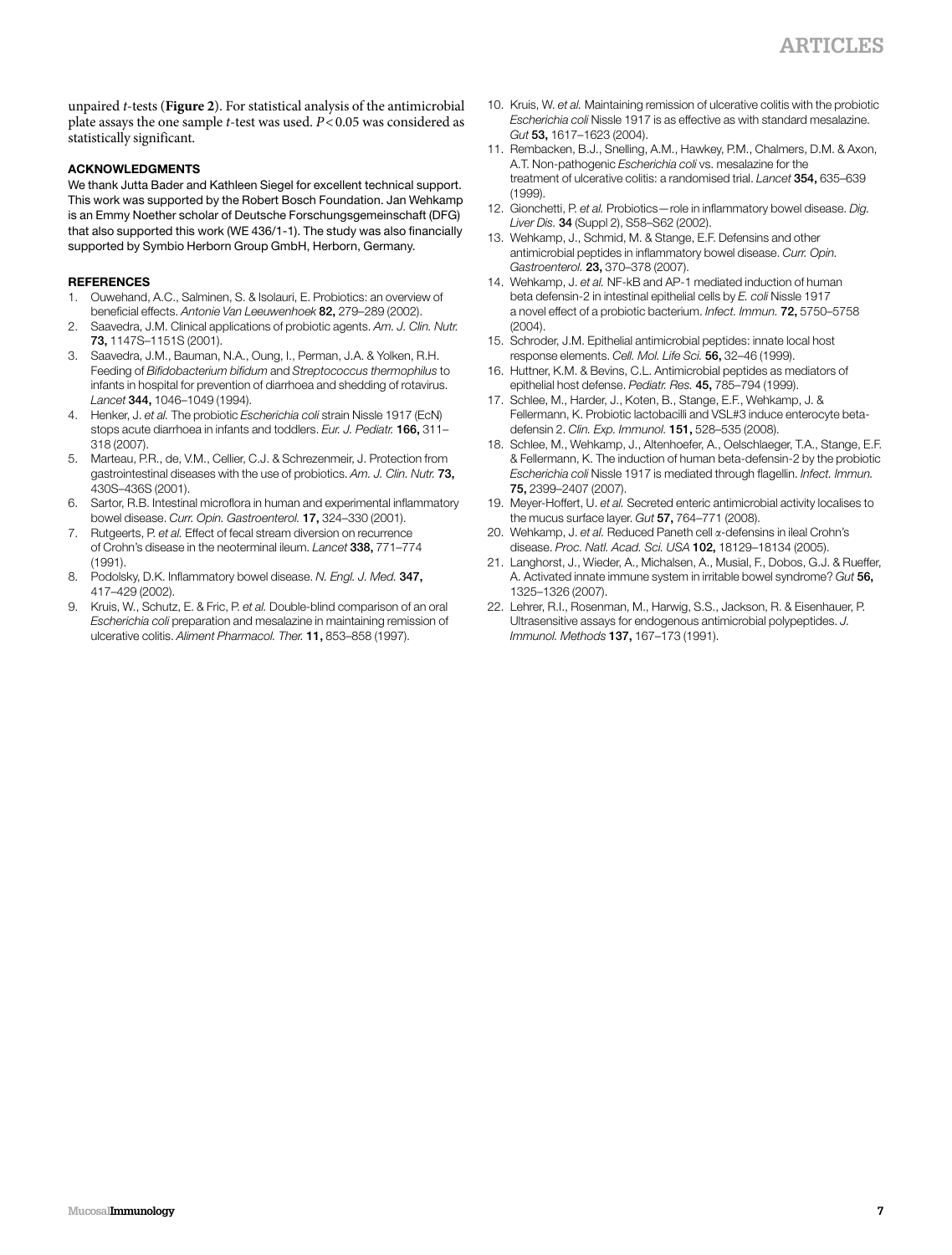unpaired *t*-tests (**Figure 2**). For statistical analysis of the antimicrobial plate assays the one sample *t*-test was used. $P < 0.05$ was considered as statistically significant.

### ACKNOWLEDGMENTS

We thank Jutta Bader and Kathleen Siegel for excellent technical support. This work was supported by the Robert Bosch Foundation. Jan Wehkamp is an Emmy Noether scholar of Deutsche Forschungsgemeinschaft (DFG) that also supported this work (WE 436/1-1). The study was also financially supported by Symbio Herborn Group GmbH, Herborn, Germany.

### REFERENCES

1. Ouwehand, A.C., Salminen, S. & Isolauri, E. Probiotics: an overview of beneficial effects. *Antonie Van Leeuwenhoek* **82,** 279–289 (2002).
2. Saavedra, J.M. Clinical applications of probiotic agents. *Am. J. Clin. Nutr.* **73,** 1147S–1151S (2001).
3. Saavedra, J.M., Bauman, N.A., Oung, I., Perman, J.A. & Yolken, R.H. Feeding of *Bifidobacterium bifidum* and *Streptococcus thermophilus* to infants in hospital for prevention of diarrhoea and shedding of rotavirus. *Lancet* **344,** 1046–1049 (1994).
4. Henker, J. *et al.* The probiotic *Escherichia coli* strain Nissle 1917 (EcN) stops acute diarrhoea in infants and toddlers. *Eur. J. Pediatr.* **166,** 311–318 (2007).
5. Marteau, P.R., de, V.M., Cellier, C.J. & Schrezenmeir, J. Protection from gastrointestinal diseases with the use of probiotics. *Am. J. Clin. Nutr.* **73,** 430S–436S (2001).
6. Sartor, R.B. Intestinal microflora in human and experimental inflammatory bowel disease. *Curr. Opin. Gastroenterol.* **17,** 324–330 (2001).
7. Rutgeerts, P. *et al.* Effect of fecal stream diversion on recurrence of Crohn's disease in the neoterminal ileum. *Lancet* **338,** 771–774 (1991).
8. Podolsky, D.K. Inflammatory bowel disease. *N. Engl. J. Med.* **347,** 417–429 (2002).
9. Kruis, W., Schutz, E. & Fric, P. *et al.* Double-blind comparison of an oral *Escherichia coli* preparation and mesalazine in maintaining remission of ulcerative colitis. *Aliment Pharmacol. Ther.* **11,** 853–858 (1997).
10. Kruis, W. *et al.* Maintaining remission of ulcerative colitis with the probiotic *Escherichia coli* Nissle 1917 is as effective as with standard mesalazine. *Gut* **53,** 1617–1623 (2004).
11. Rembacken, B.J., Snelling, A.M., Hawkey, P.M., Chalmers, D.M. & Axon, A.T. Non-pathogenic *Escherichia coli* vs. mesalazine for the treatment of ulcerative colitis: a randomised trial. *Lancet* **354,** 635–639 (1999).
12. Gionchetti, P. *et al.* Probiotics—role in inflammatory bowel disease. *Dig. Liver Dis.* **34** (Suppl 2), S58–S62 (2002).
13. Wehkamp, J., Schmid, M. & Stange, E.F. Defensins and other antimicrobial peptides in inflammatory bowel disease. *Curr. Opin. Gastroenterol.* **23,** 370–378 (2007).
14. Wehkamp, J. *et al.* NF-kB and AP-1 mediated induction of human beta defensin-2 in intestinal epithelial cells by *E. coli* Nissle 1917 a novel effect of a probiotic bacterium. *Infect. Immun.* **72,** 5750–5758 (2004).
15. Schroder, J.M. Epithelial antimicrobial peptides: innate local host response elements. *Cell. Mol. Life Sci.* **56,** 32–46 (1999).
16. Huttner, K.M. & Bevins, C.L. Antimicrobial peptides as mediators of epithelial host defense. *Pediatr. Res.* **45,** 785–794 (1999).
17. Schlee, M., Harder, J., Koten, B., Stange, E.F., Wehkamp, J. & Fellermann, K. Probiotic lactobacilli and VSL#3 induce enterocyte beta-defensin 2. *Clin. Exp. Immunol.* **151,** 528–535 (2008).
18. Schlee, M., Wehkamp, J., Altenhoefer, A., Oelschlaeger, T.A., Stange, E.F. & Fellermann, K. The induction of human beta-defensin-2 by the probiotic *Escherichia coli* Nissle 1917 is mediated through flagellin. *Infect. Immun.* **75,** 2399–2407 (2007).
19. Meyer-Hoffert, U. *et al.* Secreted enteric antimicrobial activity localises to the mucus surface layer. *Gut* **57,** 764–771 (2008).
20. Wehkamp, J. *et al.* Reduced Paneth cell α-defensins in ileal Crohn's disease. *Proc. Natl. Acad. Sci. USA* **102,** 18129–18134 (2005).
21. Langhorst, J., Wieder, A., Michalsen, A., Musial, F., Dobos, G.J. & Rueffer, A. Activated innate immune system in irritable bowel syndrome? *Gut* **56,** 1325–1326 (2007).
22. Lehrer, R.I., Rosenman, M., Harwig, S.S., Jackson, R. & Eisenhauer, P. Ultrasensitive assays for endogenous antimicrobial polypeptides. *J. Immunol. Methods* **137,** 167–173 (1991).